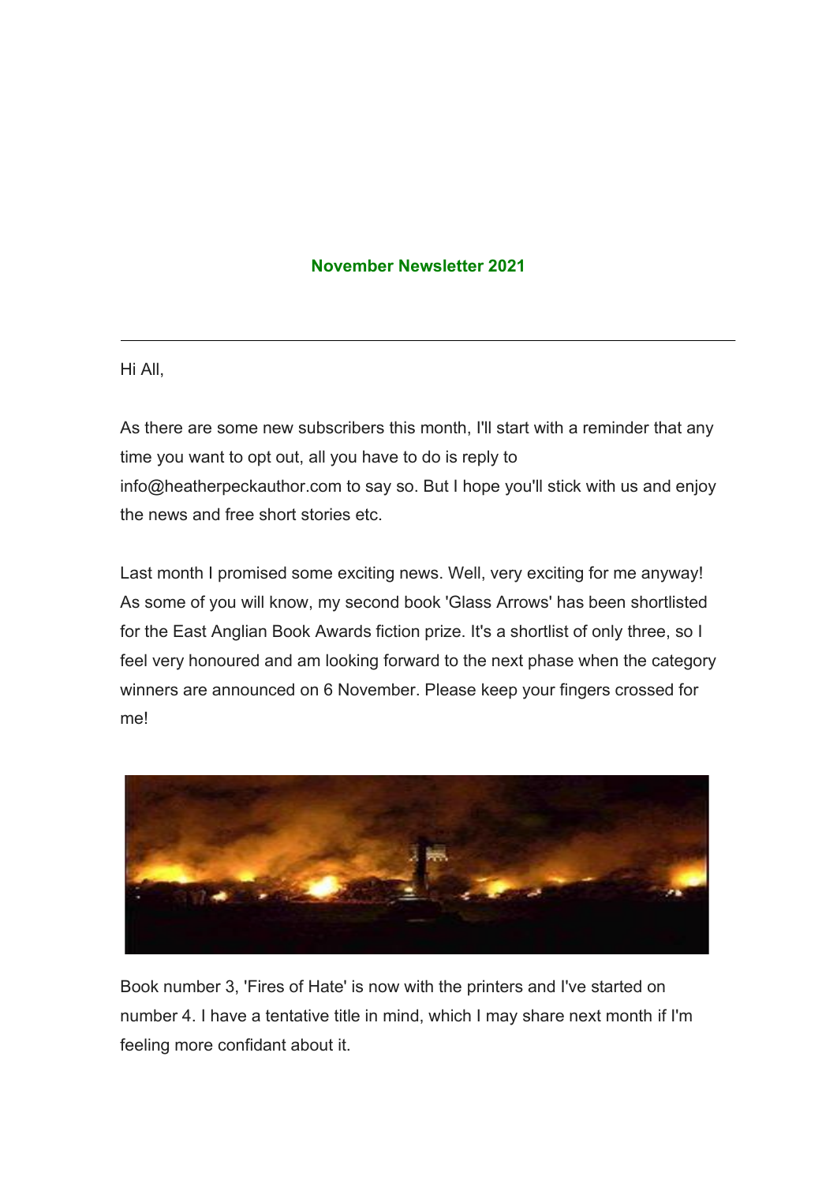**November Newsletter 2021**

---

Hi All,

As there are some new subscribers this month, I'll start with a reminder that any time you want to opt out, all you have to do is reply to info@heatherpeckauthor.com to say so. But I hope you'll stick with us and enjoy the news and free short stories etc.

Last month I promised some exciting news. Well, very exciting for me anyway! As some of you will know, my second book 'Glass Arrows' has been shortlisted for the East Anglian Book Awards fiction prize. It's a shortlist of only three, so I feel very honoured and am looking forward to the next phase when the category winners are announced on 6 November. Please keep your fingers crossed for me!

Book number 3, 'Fires of Hate' is now with the printers and I've started on number 4. I have a tentative title in mind, which I may share next month if I'm feeling more confidant about it.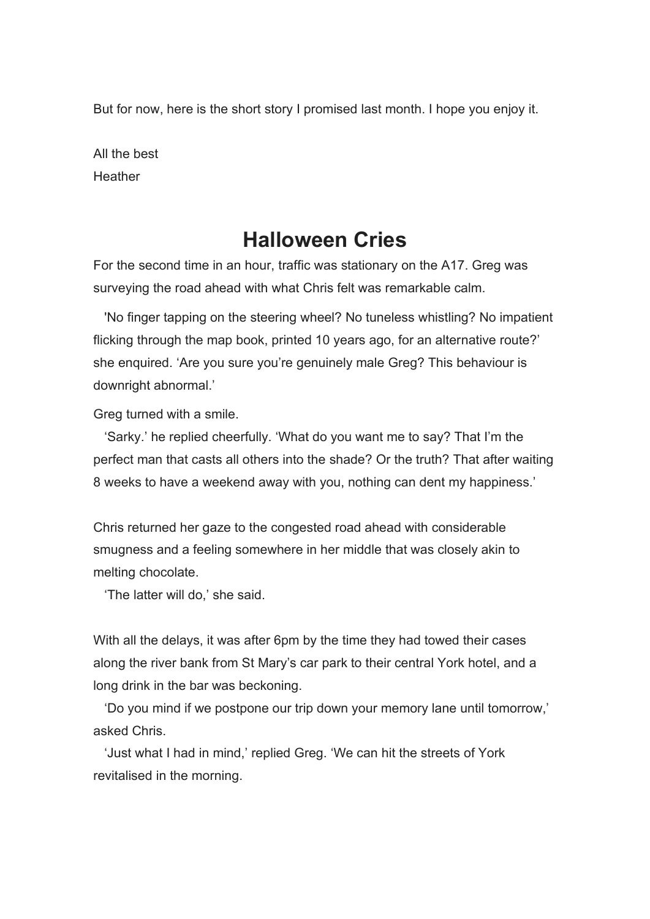But for now, here is the short story I promised last month. I hope you enjoy it.

All the best
Heather

# Halloween Cries

For the second time in an hour, traffic was stationary on the A17. Greg was surveying the road ahead with what Chris felt was remarkable calm.

'No finger tapping on the steering wheel? No tuneless whistling? No impatient flicking through the map book, printed 10 years ago, for an alternative route?' she enquired. 'Are you sure you're genuinely male Greg? This behaviour is downright abnormal.'

Greg turned with a smile.

'Sarky.' he replied cheerfully. 'What do you want me to say? That I'm the perfect man that casts all others into the shade? Or the truth? That after waiting 8 weeks to have a weekend away with you, nothing can dent my happiness.'

Chris returned her gaze to the congested road ahead with considerable smugness and a feeling somewhere in her middle that was closely akin to melting chocolate.

'The latter will do,' she said.

With all the delays, it was after 6pm by the time they had towed their cases along the river bank from St Mary's car park to their central York hotel, and a long drink in the bar was beckoning.

'Do you mind if we postpone our trip down your memory lane until tomorrow,' asked Chris.

'Just what I had in mind,' replied Greg. 'We can hit the streets of York revitalised in the morning.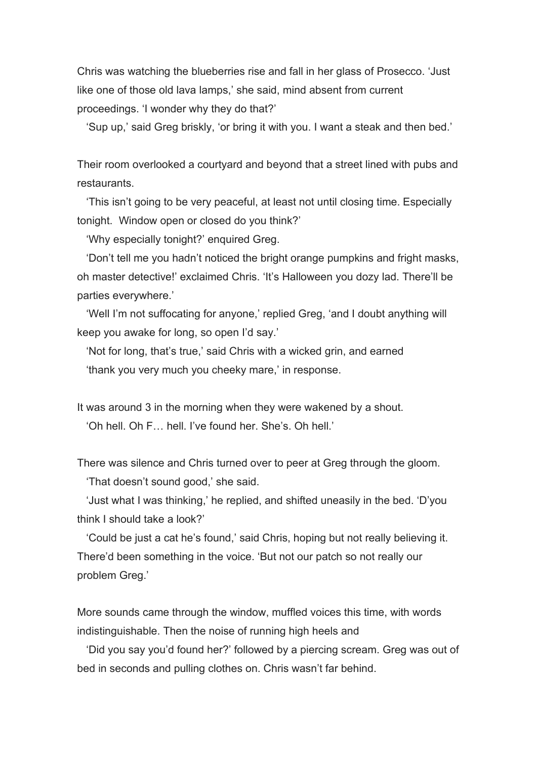Chris was watching the blueberries rise and fall in her glass of Prosecco. 'Just like one of those old lava lamps,' she said, mind absent from current proceedings. 'I wonder why they do that?'

'Sup up,' said Greg briskly, 'or bring it with you. I want a steak and then bed.'

Their room overlooked a courtyard and beyond that a street lined with pubs and restaurants.

'This isn't going to be very peaceful, at least not until closing time. Especially tonight.  Window open or closed do you think?'

'Why especially tonight?' enquired Greg.

'Don't tell me you hadn't noticed the bright orange pumpkins and fright masks, oh master detective!' exclaimed Chris. 'It's Halloween you dozy lad. There'll be parties everywhere.'

'Well I'm not suffocating for anyone,' replied Greg, 'and I doubt anything will keep you awake for long, so open I'd say.'

'Not for long, that's true,' said Chris with a wicked grin, and earned 'thank you very much you cheeky mare,' in response.

It was around 3 in the morning when they were wakened by a shout.

'Oh hell. Oh F… hell. I've found her. She's. Oh hell.'

There was silence and Chris turned over to peer at Greg through the gloom.

'That doesn't sound good,' she said.

'Just what I was thinking,' he replied, and shifted uneasily in the bed. 'D'you think I should take a look?'

'Could be just a cat he's found,' said Chris, hoping but not really believing it. There'd been something in the voice. 'But not our patch so not really our problem Greg.'

More sounds came through the window, muffled voices this time, with words indistinguishable. Then the noise of running high heels and

'Did you say you'd found her?' followed by a piercing scream. Greg was out of bed in seconds and pulling clothes on. Chris wasn't far behind.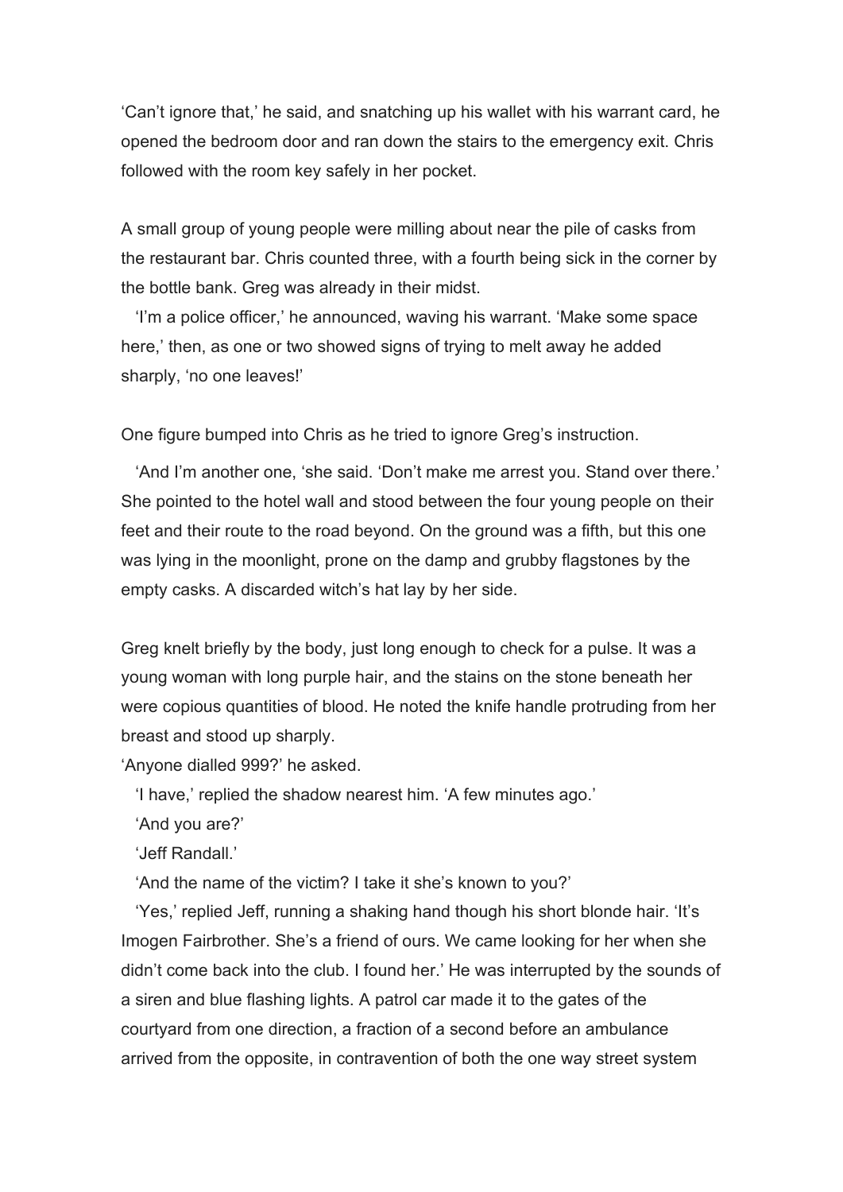'Can't ignore that,' he said, and snatching up his wallet with his warrant card, he opened the bedroom door and ran down the stairs to the emergency exit. Chris followed with the room key safely in her pocket.

A small group of young people were milling about near the pile of casks from the restaurant bar. Chris counted three, with a fourth being sick in the corner by the bottle bank. Greg was already in their midst.

'I'm a police officer,' he announced, waving his warrant. 'Make some space here,' then, as one or two showed signs of trying to melt away he added sharply, 'no one leaves!'

One figure bumped into Chris as he tried to ignore Greg's instruction.

'And I'm another one, 'she said. 'Don't make me arrest you. Stand over there.' She pointed to the hotel wall and stood between the four young people on their feet and their route to the road beyond. On the ground was a fifth, but this one was lying in the moonlight, prone on the damp and grubby flagstones by the empty casks. A discarded witch's hat lay by her side.

Greg knelt briefly by the body, just long enough to check for a pulse. It was a young woman with long purple hair, and the stains on the stone beneath her were copious quantities of blood. He noted the knife handle protruding from her breast and stood up sharply.

'Anyone dialled 999?' he asked.

'I have,' replied the shadow nearest him. 'A few minutes ago.'

'And you are?'

'Jeff Randall.'

'And the name of the victim? I take it she's known to you?'

'Yes,' replied Jeff, running a shaking hand though his short blonde hair. 'It's Imogen Fairbrother. She's a friend of ours. We came looking for her when she didn't come back into the club. I found her.' He was interrupted by the sounds of a siren and blue flashing lights. A patrol car made it to the gates of the courtyard from one direction, a fraction of a second before an ambulance arrived from the opposite, in contravention of both the one way street system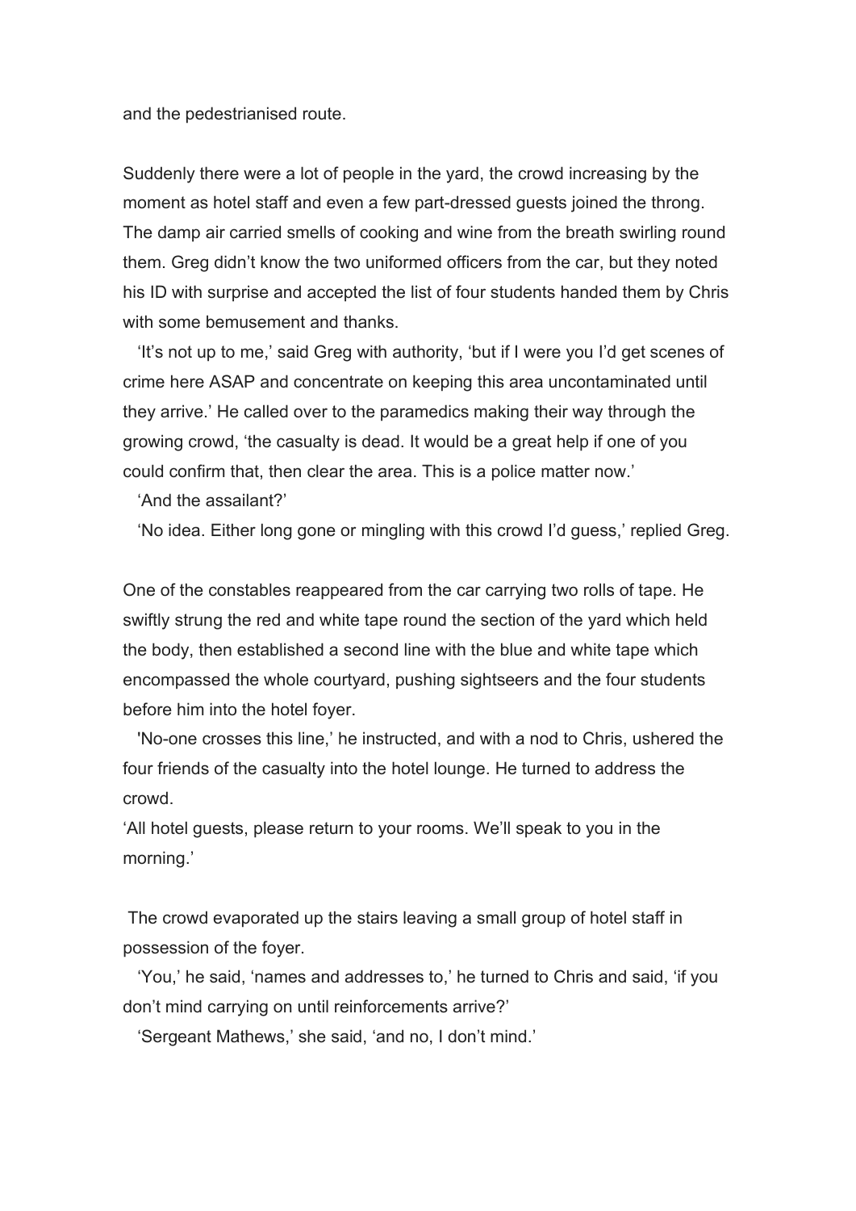and the pedestrianised route.

Suddenly there were a lot of people in the yard, the crowd increasing by the moment as hotel staff and even a few part-dressed guests joined the throng. The damp air carried smells of cooking and wine from the breath swirling round them. Greg didn't know the two uniformed officers from the car, but they noted his ID with surprise and accepted the list of four students handed them by Chris with some bemusement and thanks.

'It's not up to me,' said Greg with authority, 'but if I were you I'd get scenes of crime here ASAP and concentrate on keeping this area uncontaminated until they arrive.' He called over to the paramedics making their way through the growing crowd, 'the casualty is dead. It would be a great help if one of you could confirm that, then clear the area. This is a police matter now.'

'And the assailant?'

'No idea. Either long gone or mingling with this crowd I'd guess,' replied Greg.

One of the constables reappeared from the car carrying two rolls of tape. He swiftly strung the red and white tape round the section of the yard which held the body, then established a second line with the blue and white tape which encompassed the whole courtyard, pushing sightseers and the four students before him into the hotel foyer.

'No-one crosses this line,' he instructed, and with a nod to Chris, ushered the four friends of the casualty into the hotel lounge. He turned to address the crowd.

'All hotel guests, please return to your rooms. We'll speak to you in the morning.'

The crowd evaporated up the stairs leaving a small group of hotel staff in possession of the foyer.

'You,' he said, 'names and addresses to,' he turned to Chris and said, 'if you don't mind carrying on until reinforcements arrive?'

'Sergeant Mathews,' she said, 'and no, I don't mind.'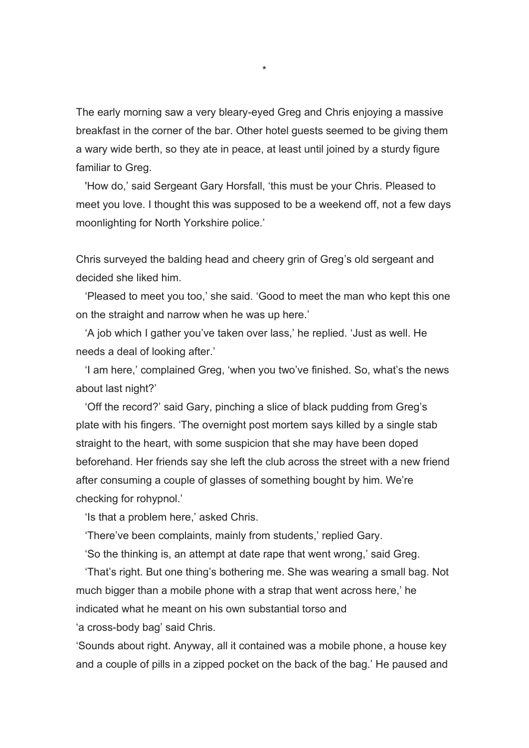*

The early morning saw a very bleary-eyed Greg and Chris enjoying a massive breakfast in the corner of the bar. Other hotel guests seemed to be giving them a wary wide berth, so they ate in peace, at least until joined by a sturdy figure familiar to Greg.

'How do,' said Sergeant Gary Horsfall, 'this must be your Chris. Pleased to meet you love. I thought this was supposed to be a weekend off, not a few days moonlighting for North Yorkshire police.'

Chris surveyed the balding head and cheery grin of Greg's old sergeant and decided she liked him.

'Pleased to meet you too,' she said. 'Good to meet the man who kept this one on the straight and narrow when he was up here.'

'A job which I gather you've taken over lass,' he replied. 'Just as well. He needs a deal of looking after.'

'I am here,' complained Greg, 'when you two've finished. So, what's the news about last night?'

'Off the record?' said Gary, pinching a slice of black pudding from Greg's plate with his fingers. 'The overnight post mortem says killed by a single stab straight to the heart, with some suspicion that she may have been doped beforehand. Her friends say she left the club across the street with a new friend after consuming a couple of glasses of something bought by him. We're checking for rohypnol.'

'Is that a problem here,' asked Chris.

'There've been complaints, mainly from students,' replied Gary.

'So the thinking is, an attempt at date rape that went wrong,' said Greg.

'That's right. But one thing's bothering me. She was wearing a small bag. Not much bigger than a mobile phone with a strap that went across here,' he indicated what he meant on his own substantial torso and

'a cross-body bag' said Chris.

'Sounds about right. Anyway, all it contained was a mobile phone, a house key and a couple of pills in a zipped pocket on the back of the bag.' He paused and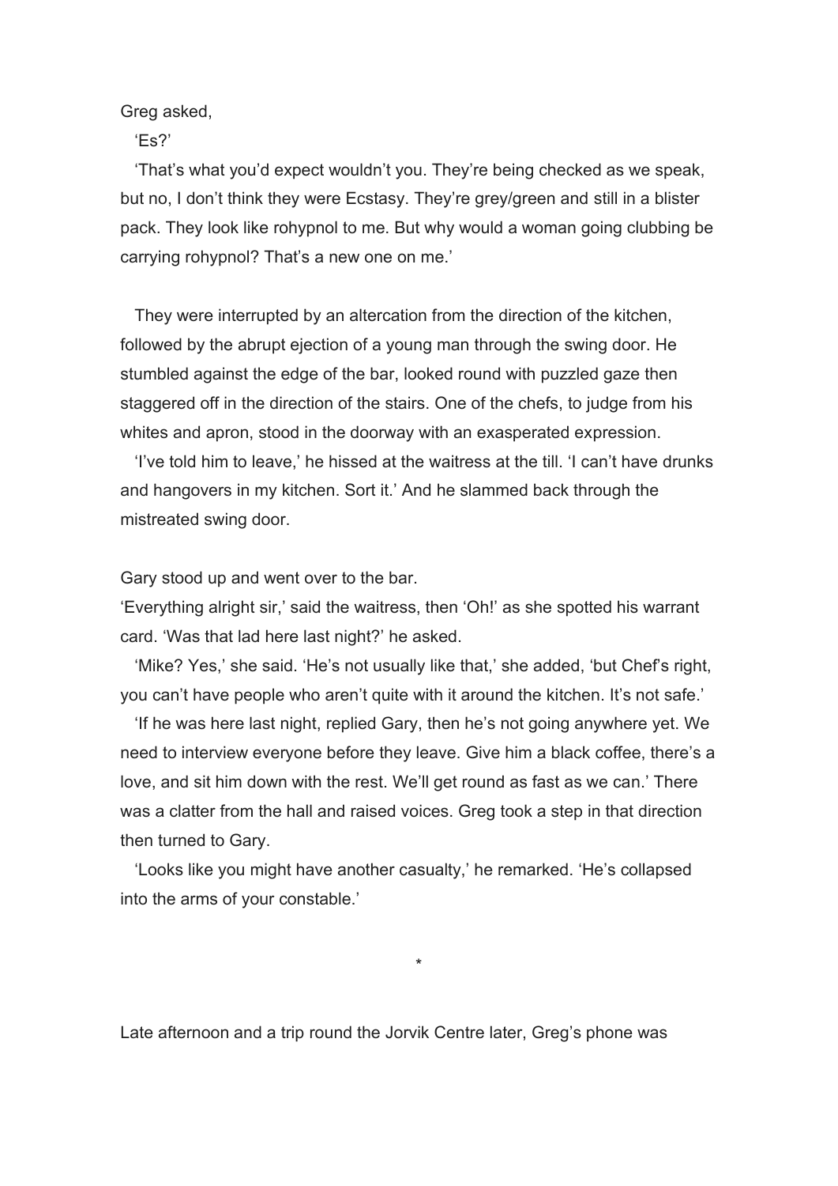Greg asked,

'Es?'

'That's what you'd expect wouldn't you. They're being checked as we speak, but no, I don't think they were Ecstasy. They're grey/green and still in a blister pack. They look like rohypnol to me. But why would a woman going clubbing be carrying rohypnol? That's a new one on me.'

They were interrupted by an altercation from the direction of the kitchen, followed by the abrupt ejection of a young man through the swing door. He stumbled against the edge of the bar, looked round with puzzled gaze then staggered off in the direction of the stairs. One of the chefs, to judge from his whites and apron, stood in the doorway with an exasperated expression.

'I've told him to leave,' he hissed at the waitress at the till. 'I can't have drunks and hangovers in my kitchen. Sort it.' And he slammed back through the mistreated swing door.

Gary stood up and went over to the bar.

'Everything alright sir,' said the waitress, then 'Oh!' as she spotted his warrant card. 'Was that lad here last night?' he asked.

'Mike? Yes,' she said. 'He's not usually like that,' she added, 'but Chef's right, you can't have people who aren't quite with it around the kitchen. It's not safe.'

'If he was here last night, replied Gary, then he's not going anywhere yet. We need to interview everyone before they leave. Give him a black coffee, there's a love, and sit him down with the rest. We'll get round as fast as we can.' There was a clatter from the hall and raised voices. Greg took a step in that direction then turned to Gary.

'Looks like you might have another casualty,' he remarked. 'He's collapsed into the arms of your constable.'

*

Late afternoon and a trip round the Jorvik Centre later, Greg's phone was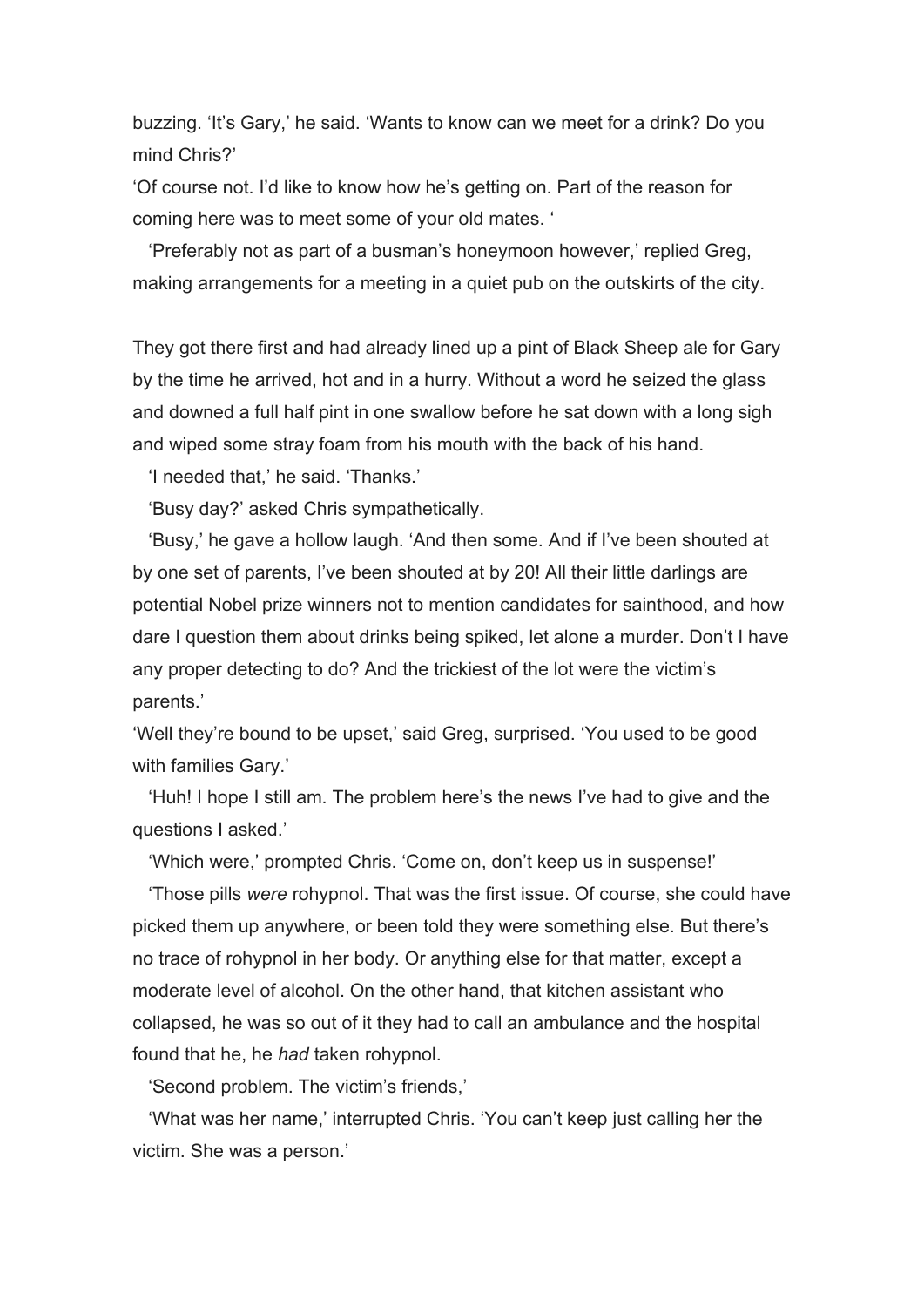buzzing. 'It's Gary,' he said. 'Wants to know can we meet for a drink? Do you mind Chris?'

'Of course not. I'd like to know how he's getting on. Part of the reason for coming here was to meet some of your old mates. '

'Preferably not as part of a busman's honeymoon however,' replied Greg, making arrangements for a meeting in a quiet pub on the outskirts of the city.

They got there first and had already lined up a pint of Black Sheep ale for Gary by the time he arrived, hot and in a hurry. Without a word he seized the glass and downed a full half pint in one swallow before he sat down with a long sigh and wiped some stray foam from his mouth with the back of his hand.

'I needed that,' he said. 'Thanks.'

'Busy day?' asked Chris sympathetically.

'Busy,' he gave a hollow laugh. 'And then some. And if I've been shouted at by one set of parents, I've been shouted at by 20! All their little darlings are potential Nobel prize winners not to mention candidates for sainthood, and how dare I question them about drinks being spiked, let alone a murder. Don't I have any proper detecting to do? And the trickiest of the lot were the victim's parents.'

'Well they're bound to be upset,' said Greg, surprised. 'You used to be good with families Gary.'

'Huh! I hope I still am. The problem here's the news I've had to give and the questions I asked.'

'Which were,' prompted Chris. 'Come on, don't keep us in suspense!'

'Those pills *were* rohypnol. That was the first issue. Of course, she could have picked them up anywhere, or been told they were something else. But there's no trace of rohypnol in her body. Or anything else for that matter, except a moderate level of alcohol. On the other hand, that kitchen assistant who collapsed, he was so out of it they had to call an ambulance and the hospital found that he, he *had* taken rohypnol.

'Second problem. The victim's friends,'

'What was her name,' interrupted Chris. 'You can't keep just calling her the victim. She was a person.'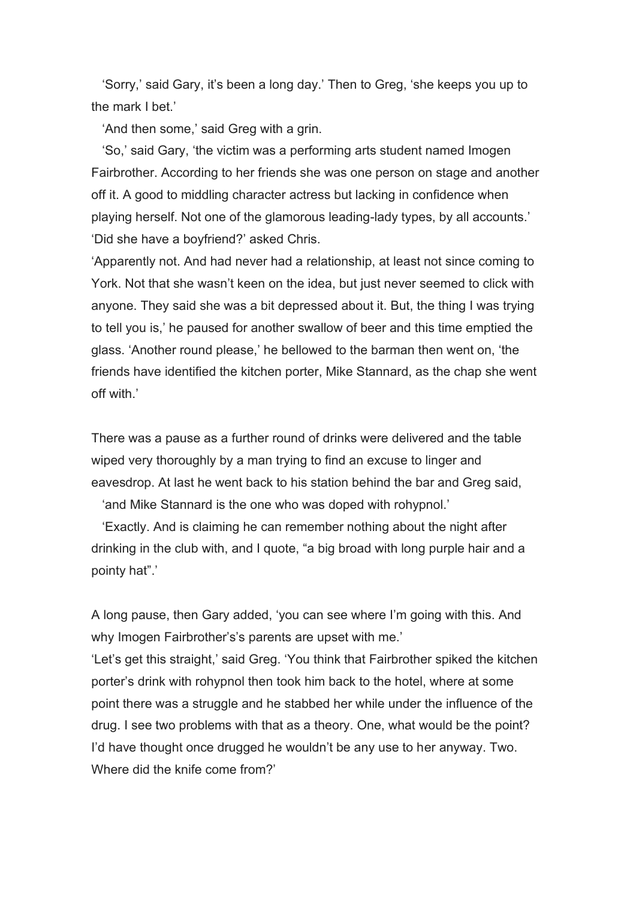'Sorry,' said Gary, it's been a long day.' Then to Greg, 'she keeps you up to the mark I bet.'

'And then some,' said Greg with a grin.

'So,' said Gary, 'the victim was a performing arts student named Imogen Fairbrother. According to her friends she was one person on stage and another off it. A good to middling character actress but lacking in confidence when playing herself. Not one of the glamorous leading-lady types, by all accounts.'

'Did she have a boyfriend?' asked Chris.

'Apparently not. And had never had a relationship, at least not since coming to York. Not that she wasn't keen on the idea, but just never seemed to click with anyone. They said she was a bit depressed about it. But, the thing I was trying to tell you is,' he paused for another swallow of beer and this time emptied the glass. 'Another round please,' he bellowed to the barman then went on, 'the friends have identified the kitchen porter, Mike Stannard, as the chap she went off with.'

There was a pause as a further round of drinks were delivered and the table wiped very thoroughly by a man trying to find an excuse to linger and eavesdrop. At last he went back to his station behind the bar and Greg said,

'and Mike Stannard is the one who was doped with rohypnol.'

'Exactly. And is claiming he can remember nothing about the night after drinking in the club with, and I quote, "a big broad with long purple hair and a pointy hat".'

A long pause, then Gary added, 'you can see where I'm going with this. And why Imogen Fairbrother's's parents are upset with me.'

'Let's get this straight,' said Greg. 'You think that Fairbrother spiked the kitchen porter's drink with rohypnol then took him back to the hotel, where at some point there was a struggle and he stabbed her while under the influence of the drug. I see two problems with that as a theory. One, what would be the point? I'd have thought once drugged he wouldn't be any use to her anyway. Two. Where did the knife come from?'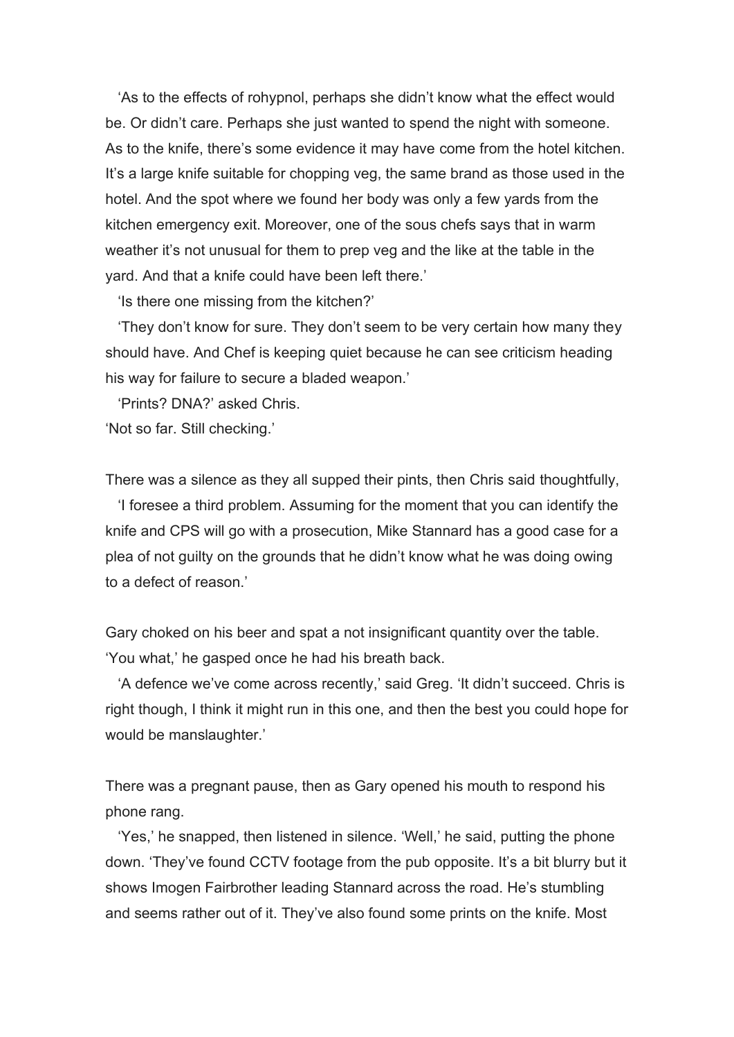'As to the effects of rohypnol, perhaps she didn't know what the effect would be. Or didn't care. Perhaps she just wanted to spend the night with someone. As to the knife, there's some evidence it may have come from the hotel kitchen. It's a large knife suitable for chopping veg, the same brand as those used in the hotel. And the spot where we found her body was only a few yards from the kitchen emergency exit. Moreover, one of the sous chefs says that in warm weather it's not unusual for them to prep veg and the like at the table in the yard. And that a knife could have been left there.'

'Is there one missing from the kitchen?'

'They don't know for sure. They don't seem to be very certain how many they should have. And Chef is keeping quiet because he can see criticism heading his way for failure to secure a bladed weapon.'

'Prints? DNA?' asked Chris.

'Not so far. Still checking.'

There was a silence as they all supped their pints, then Chris said thoughtfully,

'I foresee a third problem. Assuming for the moment that you can identify the knife and CPS will go with a prosecution, Mike Stannard has a good case for a plea of not guilty on the grounds that he didn't know what he was doing owing to a defect of reason.'

Gary choked on his beer and spat a not insignificant quantity over the table. 'You what,' he gasped once he had his breath back.

'A defence we've come across recently,' said Greg. 'It didn't succeed. Chris is right though, I think it might run in this one, and then the best you could hope for would be manslaughter.'

There was a pregnant pause, then as Gary opened his mouth to respond his phone rang.

'Yes,' he snapped, then listened in silence. 'Well,' he said, putting the phone down. 'They've found CCTV footage from the pub opposite. It's a bit blurry but it shows Imogen Fairbrother leading Stannard across the road. He's stumbling and seems rather out of it. They've also found some prints on the knife. Most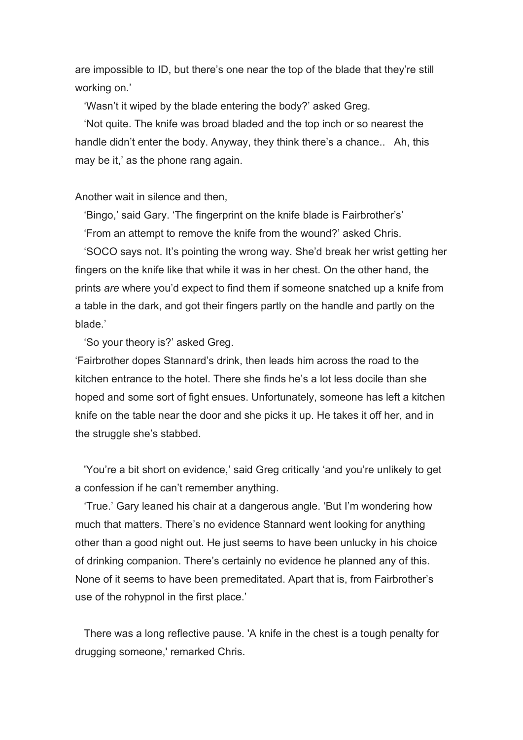are impossible to ID, but there's one near the top of the blade that they're still working on.'

'Wasn't it wiped by the blade entering the body?' asked Greg.

'Not quite. The knife was broad bladed and the top inch or so nearest the handle didn't enter the body. Anyway, they think there's a chance.. Ah, this may be it,' as the phone rang again.

Another wait in silence and then,

'Bingo,' said Gary. 'The fingerprint on the knife blade is Fairbrother's'

'From an attempt to remove the knife from the wound?' asked Chris.

'SOCO says not. It's pointing the wrong way. She'd break her wrist getting her fingers on the knife like that while it was in her chest. On the other hand, the prints *are* where you'd expect to find them if someone snatched up a knife from a table in the dark, and got their fingers partly on the handle and partly on the blade.'

'So your theory is?' asked Greg.

'Fairbrother dopes Stannard's drink, then leads him across the road to the kitchen entrance to the hotel. There she finds he's a lot less docile than she hoped and some sort of fight ensues. Unfortunately, someone has left a kitchen knife on the table near the door and she picks it up. He takes it off her, and in the struggle she's stabbed.

'You're a bit short on evidence,' said Greg critically 'and you're unlikely to get a confession if he can't remember anything.

'True.' Gary leaned his chair at a dangerous angle. 'But I'm wondering how much that matters. There's no evidence Stannard went looking for anything other than a good night out. He just seems to have been unlucky in his choice of drinking companion. There's certainly no evidence he planned any of this. None of it seems to have been premeditated. Apart that is, from Fairbrother's use of the rohypnol in the first place.'

There was a long reflective pause. 'A knife in the chest is a tough penalty for drugging someone,' remarked Chris.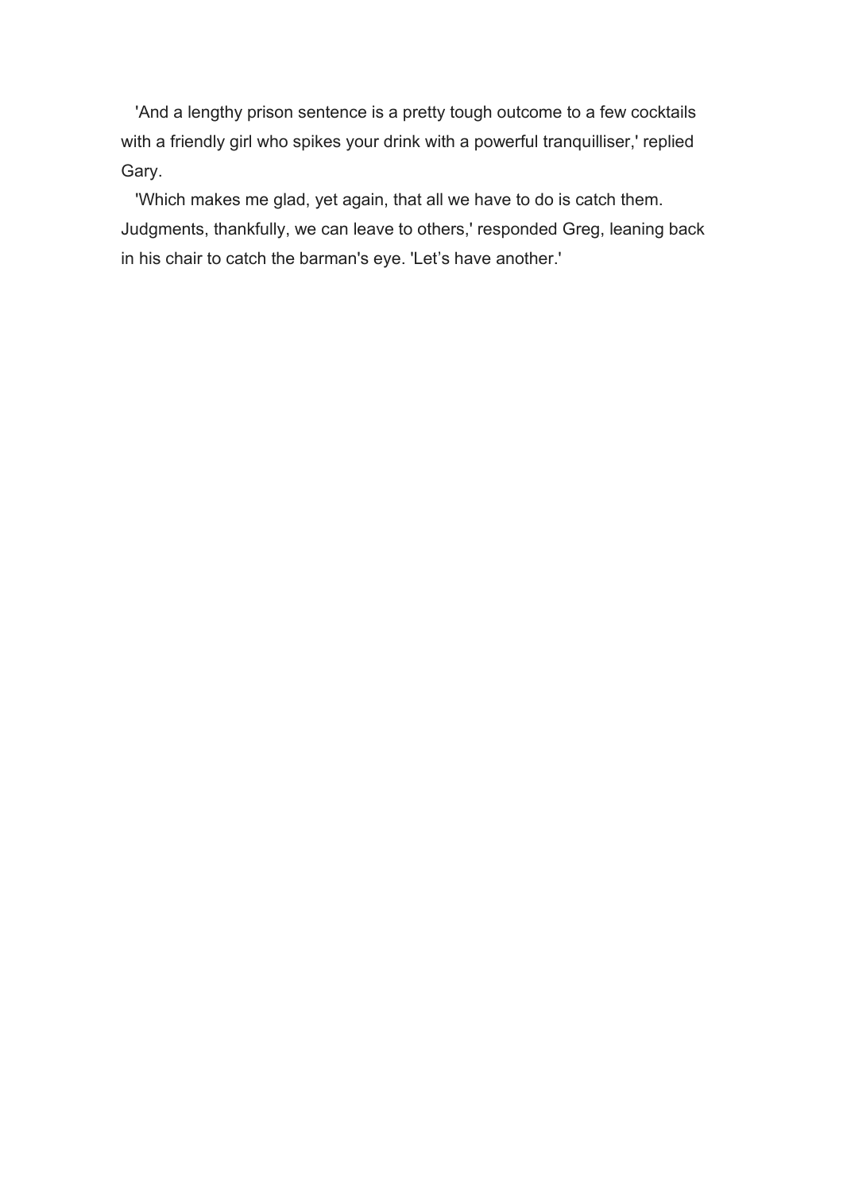'And a lengthy prison sentence is a pretty tough outcome to a few cocktails with a friendly girl who spikes your drink with a powerful tranquilliser,' replied Gary.

'Which makes me glad, yet again, that all we have to do is catch them. Judgments, thankfully, we can leave to others,' responded Greg, leaning back in his chair to catch the barman's eye. 'Let’s have another.'